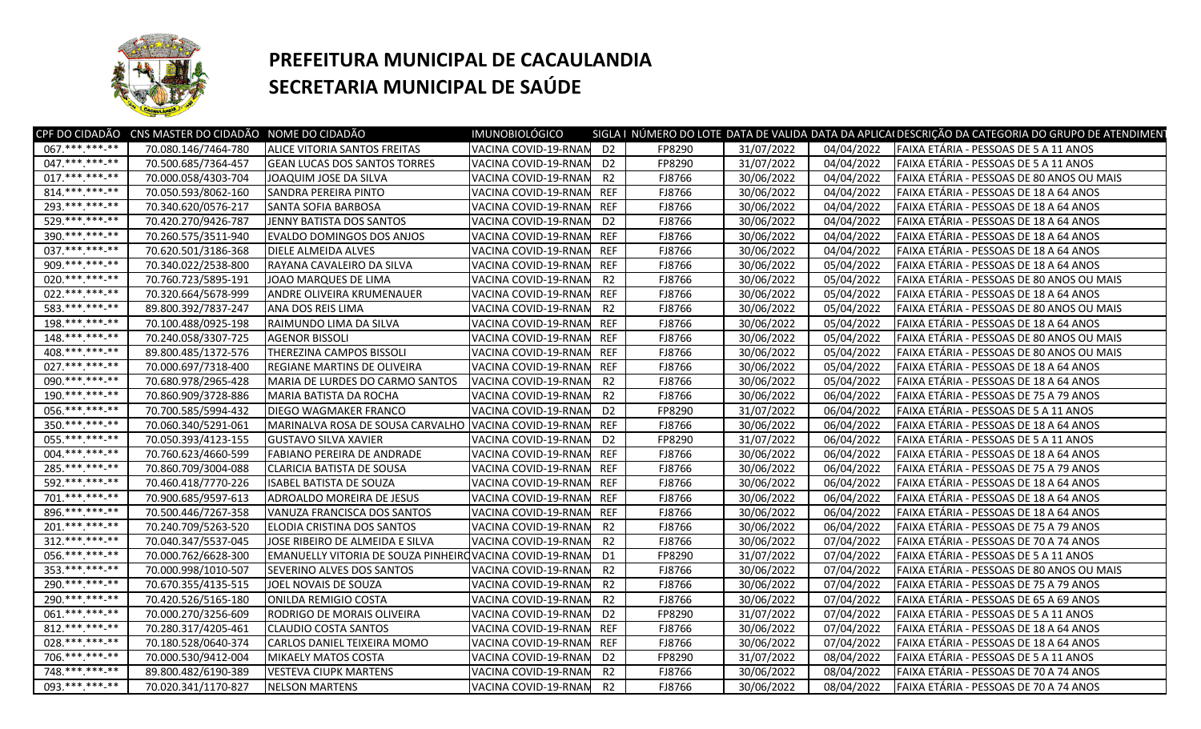# PREFEITURA MUNICIPAL DE CACAULANDIA

# SECRETARIA MUNICIPAL DE SAÚDE

| CPF DO CIDADÃO | CNS MASTER DO CIDADÃO | NOME DO CIDADÃO | IMUNOBIOLÓGICO | SIGLA I | NÚMERO DO LOTE | DATA DE VALIDA | DATA DA APLICA | DESCRIÇÃO DA CATEGORIA DO GRUPO DE ATENDIMENT |
|---|---|---|---|---|---|---|---|---|
| 067.***.***-** | 70.080.146/7464-780 | ALICE VITORIA SANTOS FREITAS | VACINA COVID-19-RNAM | D2 | FP8290 | 31/07/2022 | 04/04/2022 | FAIXA ETÁRIA - PESSOAS DE 5 A 11 ANOS |
| 047.***.***-** | 70.500.685/7364-457 | GEAN LUCAS DOS SANTOS TORRES | VACINA COVID-19-RNAM | D2 | FP8290 | 31/07/2022 | 04/04/2022 | FAIXA ETÁRIA - PESSOAS DE 5 A 11 ANOS |
| 017.***.***-** | 70.000.058/4303-704 | JOAQUIM JOSE DA SILVA | VACINA COVID-19-RNAM | R2 | FJ8766 | 30/06/2022 | 04/04/2022 | FAIXA ETÁRIA - PESSOAS DE 80 ANOS OU MAIS |
| 814.***.***-** | 70.050.593/8062-160 | SANDRA PEREIRA PINTO | VACINA COVID-19-RNAM | REF | FJ8766 | 30/06/2022 | 04/04/2022 | FAIXA ETÁRIA - PESSOAS DE 18 A 64 ANOS |
| 293.***.***-** | 70.340.620/0576-217 | SANTA SOFIA BARBOSA | VACINA COVID-19-RNAM | REF | FJ8766 | 30/06/2022 | 04/04/2022 | FAIXA ETÁRIA - PESSOAS DE 18 A 64 ANOS |
| 529.***.***-** | 70.420.270/9426-787 | JENNY BATISTA DOS SANTOS | VACINA COVID-19-RNAM | D2 | FJ8766 | 30/06/2022 | 04/04/2022 | FAIXA ETÁRIA - PESSOAS DE 18 A 64 ANOS |
| 390.***.***-** | 70.260.575/3511-940 | EVALDO DOMINGOS DOS ANJOS | VACINA COVID-19-RNAM | REF | FJ8766 | 30/06/2022 | 04/04/2022 | FAIXA ETÁRIA - PESSOAS DE 18 A 64 ANOS |
| 037.***.***-** | 70.620.501/3186-368 | DIELE ALMEIDA ALVES | VACINA COVID-19-RNAM | REF | FJ8766 | 30/06/2022 | 04/04/2022 | FAIXA ETÁRIA - PESSOAS DE 18 A 64 ANOS |
| 909.***.***-** | 70.340.022/2538-800 | RAYANA CAVALEIRO DA SILVA | VACINA COVID-19-RNAM | REF | FJ8766 | 30/06/2022 | 05/04/2022 | FAIXA ETÁRIA - PESSOAS DE 18 A 64 ANOS |
| 020.***.***-** | 70.760.723/5895-191 | JOAO MARQUES DE LIMA | VACINA COVID-19-RNAM | R2 | FJ8766 | 30/06/2022 | 05/04/2022 | FAIXA ETÁRIA - PESSOAS DE 80 ANOS OU MAIS |
| 022.***.***-** | 70.320.664/5678-999 | ANDRE OLIVEIRA KRUMENAUER | VACINA COVID-19-RNAM | REF | FJ8766 | 30/06/2022 | 05/04/2022 | FAIXA ETÁRIA - PESSOAS DE 18 A 64 ANOS |
| 583.***.***-** | 89.800.392/7837-247 | ANA DOS REIS LIMA | VACINA COVID-19-RNAM | R2 | FJ8766 | 30/06/2022 | 05/04/2022 | FAIXA ETÁRIA - PESSOAS DE 80 ANOS OU MAIS |
| 198.***.***-** | 70.100.488/0925-198 | RAIMUNDO LIMA DA SILVA | VACINA COVID-19-RNAM | REF | FJ8766 | 30/06/2022 | 05/04/2022 | FAIXA ETÁRIA - PESSOAS DE 18 A 64 ANOS |
| 148.***.***-** | 70.240.058/3307-725 | AGENOR BISSOLI | VACINA COVID-19-RNAM | REF | FJ8766 | 30/06/2022 | 05/04/2022 | FAIXA ETÁRIA - PESSOAS DE 80 ANOS OU MAIS |
| 408.***.***-** | 89.800.485/1372-576 | THEREZINA CAMPOS BISSOLI | VACINA COVID-19-RNAM | REF | FJ8766 | 30/06/2022 | 05/04/2022 | FAIXA ETÁRIA - PESSOAS DE 80 ANOS OU MAIS |
| 027.***.***-** | 70.000.697/7318-400 | REGIANE MARTINS DE OLIVEIRA | VACINA COVID-19-RNAM | REF | FJ8766 | 30/06/2022 | 05/04/2022 | FAIXA ETÁRIA - PESSOAS DE 18 A 64 ANOS |
| 090.***.***-** | 70.680.978/2965-428 | MARIA DE LURDES DO CARMO SANTOS | VACINA COVID-19-RNAM | R2 | FJ8766 | 30/06/2022 | 05/04/2022 | FAIXA ETÁRIA - PESSOAS DE 18 A 64 ANOS |
| 190.***.***-** | 70.860.909/3728-886 | MARIA BATISTA DA ROCHA | VACINA COVID-19-RNAM | R2 | FJ8766 | 30/06/2022 | 06/04/2022 | FAIXA ETÁRIA - PESSOAS DE 75 A 79 ANOS |
| 056.***.***-** | 70.700.585/5994-432 | DIEGO WAGMAKER FRANCO | VACINA COVID-19-RNAM | D2 | FP8290 | 31/07/2022 | 06/04/2022 | FAIXA ETÁRIA - PESSOAS DE 5 A 11 ANOS |
| 350.***.***-** | 70.060.340/5291-061 | MARINALVA ROSA DE SOUSA CARVALHO | VACINA COVID-19-RNAM | REF | FJ8766 | 30/06/2022 | 06/04/2022 | FAIXA ETÁRIA - PESSOAS DE 18 A 64 ANOS |
| 055.***.***-** | 70.050.393/4123-155 | GUSTAVO SILVA XAVIER | VACINA COVID-19-RNAM | D2 | FP8290 | 31/07/2022 | 06/04/2022 | FAIXA ETÁRIA - PESSOAS DE 5 A 11 ANOS |
| 004.***.***-** | 70.760.623/4660-599 | FABIANO PEREIRA DE ANDRADE | VACINA COVID-19-RNAM | REF | FJ8766 | 30/06/2022 | 06/04/2022 | FAIXA ETÁRIA - PESSOAS DE 18 A 64 ANOS |
| 285.***.***-** | 70.860.709/3004-088 | CLARICIA BATISTA DE SOUSA | VACINA COVID-19-RNAM | REF | FJ8766 | 30/06/2022 | 06/04/2022 | FAIXA ETÁRIA - PESSOAS DE 75 A 79 ANOS |
| 592.***.***-** | 70.460.418/7770-226 | ISABEL BATISTA DE SOUZA | VACINA COVID-19-RNAM | REF | FJ8766 | 30/06/2022 | 06/04/2022 | FAIXA ETÁRIA - PESSOAS DE 18 A 64 ANOS |
| 701.***.***-** | 70.900.685/9597-613 | ADROALDO MOREIRA DE JESUS | VACINA COVID-19-RNAM | REF | FJ8766 | 30/06/2022 | 06/04/2022 | FAIXA ETÁRIA - PESSOAS DE 18 A 64 ANOS |
| 896.***.***-** | 70.500.446/7267-358 | VANUZA FRANCISCA DOS SANTOS | VACINA COVID-19-RNAM | REF | FJ8766 | 30/06/2022 | 06/04/2022 | FAIXA ETÁRIA - PESSOAS DE 18 A 64 ANOS |
| 201.***.***-** | 70.240.709/5263-520 | ELODIA CRISTINA DOS SANTOS | VACINA COVID-19-RNAM | R2 | FJ8766 | 30/06/2022 | 06/04/2022 | FAIXA ETÁRIA - PESSOAS DE 75 A 79 ANOS |
| 312.***.***-** | 70.040.347/5537-045 | JOSE RIBEIRO DE ALMEIDA E SILVA | VACINA COVID-19-RNAM | R2 | FJ8766 | 30/06/2022 | 07/04/2022 | FAIXA ETÁRIA - PESSOAS DE 70 A 74 ANOS |
| 056.***.***-** | 70.000.762/6628-300 | EMANUELLY VITORIA DE SOUZA PINHEIRO | VACINA COVID-19-RNAM | D1 | FP8290 | 31/07/2022 | 07/04/2022 | FAIXA ETÁRIA - PESSOAS DE 5 A 11 ANOS |
| 353.***.***-** | 70.000.998/1010-507 | SEVERINO ALVES DOS SANTOS | VACINA COVID-19-RNAM | R2 | FJ8766 | 30/06/2022 | 07/04/2022 | FAIXA ETÁRIA - PESSOAS DE 80 ANOS OU MAIS |
| 290.***.***-** | 70.670.355/4135-515 | JOEL NOVAIS DE SOUZA | VACINA COVID-19-RNAM | R2 | FJ8766 | 30/06/2022 | 07/04/2022 | FAIXA ETÁRIA - PESSOAS DE 75 A 79 ANOS |
| 290.***.***-** | 70.420.526/5165-180 | ONILDA REMIGIO COSTA | VACINA COVID-19-RNAM | R2 | FJ8766 | 30/06/2022 | 07/04/2022 | FAIXA ETÁRIA - PESSOAS DE 65 A 69 ANOS |
| 061.***.***-** | 70.000.270/3256-609 | RODRIGO DE MORAIS OLIVEIRA | VACINA COVID-19-RNAM | D2 | FP8290 | 31/07/2022 | 07/04/2022 | FAIXA ETÁRIA - PESSOAS DE 5 A 11 ANOS |
| 812.***.***-** | 70.280.317/4205-461 | CLAUDIO COSTA SANTOS | VACINA COVID-19-RNAM | REF | FJ8766 | 30/06/2022 | 07/04/2022 | FAIXA ETÁRIA - PESSOAS DE 18 A 64 ANOS |
| 028.***.***-** | 70.180.528/0640-374 | CARLOS DANIEL TEIXEIRA MOMO | VACINA COVID-19-RNAM | REF | FJ8766 | 30/06/2022 | 07/04/2022 | FAIXA ETÁRIA - PESSOAS DE 18 A 64 ANOS |
| 706.***.***-** | 70.000.530/9412-004 | MIKAELY MATOS COSTA | VACINA COVID-19-RNAM | D2 | FP8290 | 31/07/2022 | 08/04/2022 | FAIXA ETÁRIA - PESSOAS DE 5 A 11 ANOS |
| 748.***.***-** | 89.800.482/6190-389 | VESTEVA CIUPK MARTENS | VACINA COVID-19-RNAM | R2 | FJ8766 | 30/06/2022 | 08/04/2022 | FAIXA ETÁRIA - PESSOAS DE 70 A 74 ANOS |
| 093.***.***-** | 70.020.341/1170-827 | NELSON MARTENS | VACINA COVID-19-RNAM | R2 | FJ8766 | 30/06/2022 | 08/04/2022 | FAIXA ETÁRIA - PESSOAS DE 70 A 74 ANOS |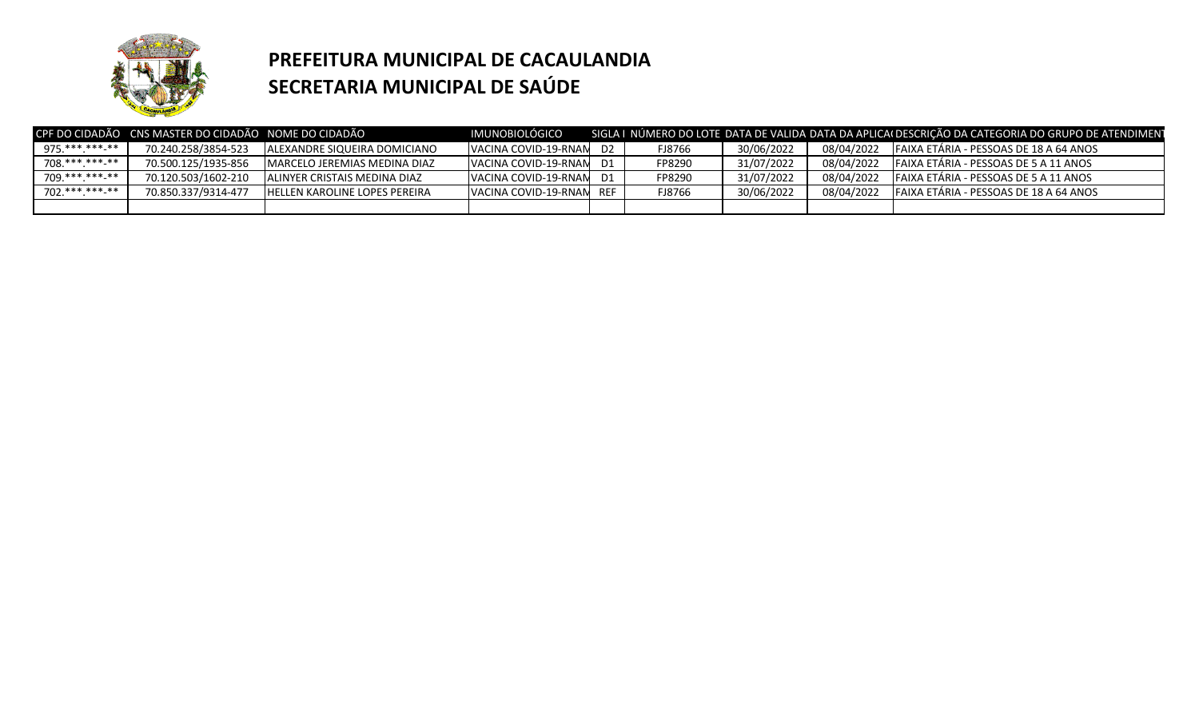# PREFEITURA MUNICIPAL DE CACAULANDIA
# SECRETARIA MUNICIPAL DE SAÚDE

| CPF DO CIDADÃO | CNS MASTER DO CIDADÃO | NOME DO CIDADÃO | IMUNOBIOLÓGICO | SIGLA I | NÚMERO DO LOTE | DATA DE VALIDA | DATA DA APLICA | DESCRIÇÃO DA CATEGORIA DO GRUPO DE ATENDIMENT |
|---|---|---|---|---|---|---|---|---|
| 975.***.***-** | 70.240.258/3854-523 | ALEXANDRE SIQUEIRA DOMICIANO | VACINA COVID-19-RNAM | D2 | FJ8766 | 30/06/2022 | 08/04/2022 | FAIXA ETÁRIA - PESSOAS DE 18 A 64 ANOS |
| 708.***.***-** | 70.500.125/1935-856 | MARCELO JEREMIAS MEDINA DIAZ | VACINA COVID-19-RNAM | D1 | FP8290 | 31/07/2022 | 08/04/2022 | FAIXA ETÁRIA - PESSOAS DE 5 A 11 ANOS |
| 709.***.***-** | 70.120.503/1602-210 | ALINYER CRISTAIS MEDINA DIAZ | VACINA COVID-19-RNAM | D1 | FP8290 | 31/07/2022 | 08/04/2022 | FAIXA ETÁRIA - PESSOAS DE 5 A 11 ANOS |
| 702.***.***-** | 70.850.337/9314-477 | HELLEN KAROLINE LOPES PEREIRA | VACINA COVID-19-RNAM | REF | FJ8766 | 30/06/2022 | 08/04/2022 | FAIXA ETÁRIA - PESSOAS DE 18 A 64 ANOS |
| | | | | | | | | |